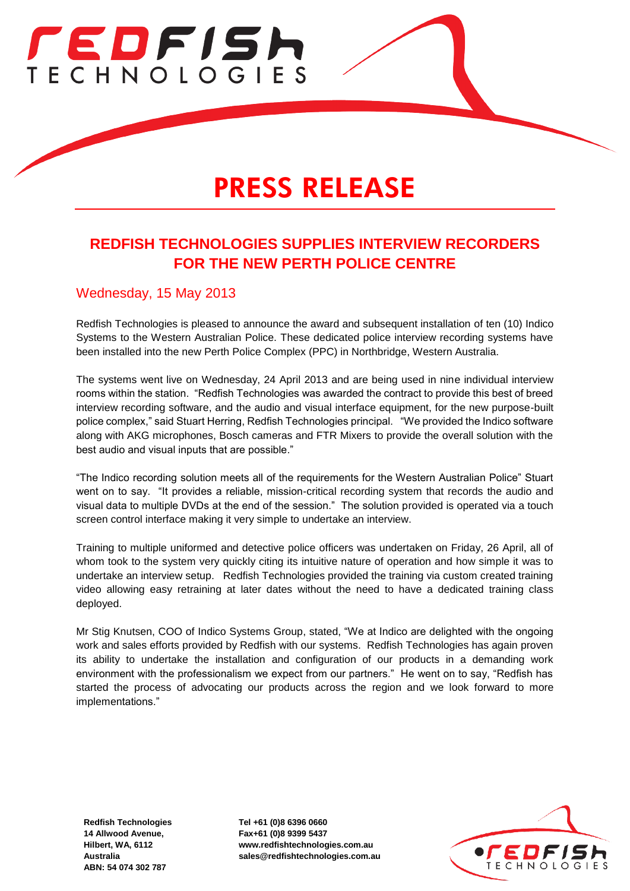# PRESS RELEASE

## REDFISH TECHNOLOGIES SUPPLIES INTERVIEW RECORDERS FOR THE NEW PERTH POLICE CENTRE

Wednesday, 15 May 2013

Redfish Technologies is pleased to announce the award and subsequent installation of ten (10) Indico Systems to the Western Australian Police. These dedicated police interview recording systems have been installed into the new Perth Police Complex (PPC) in Northbridge, Western Australia.

The systems went live on Wednesday, 24 April 2013 and are being used in nine individual interview rooms within the station. "Redfish Technologies was awarded the contract to provide this best of breed interview recording software, and the audio and visual interface equipment, for the new purpose-built police complex," said Stuart Herring, Redfish Technologies principal. "We provided the Indico software along with AKG microphones, Bosch cameras and FTR Mixers to provide the overall solution with the best audio and visual inputs that are possible."

"The Indico recording solution meets all of the requirements for the Western Australian Police" Stuart went on to say. "It provides a reliable, mission-critical recording system that records the audio and visual data to multiple DVDs at the end of the session." The solution provided is operated via a touch screen control interface making it very simple to undertake an interview.

Training to multiple uniformed and detective police officers was undertaken on Friday, 26 April, all of whom took to the system very quickly citing its intuitive nature of operation and how simple it was to undertake an interview setup. Redfish Technologies provided the training via custom created training video allowing easy retraining at later dates without the need to have a dedicated training class deployed.

Mr Stig Knutsen, COO of Indico Systems Group, stated, "We at Indico are delighted with the ongoing work and sales efforts provided by Redfish with our systems. Redfish Technologies has again proven its ability to undertake the installation and configuration of our products in a demanding work environment with the professionalism we expect from our partners." He went on to say, "Redfish has started the process of advocating our products across the region and we look forward to more implementations."

**Redfish Technologies**
**14 Allwood Avenue,**
**Hilbert, WA, 6112**
**Australia**
**ABN: 54 074 302 787**

**Tel +61 (0)8 6396 0660**
**Fax+61 (0)8 9399 5437**
**www.redfishtechnologies.com.au**
**sales@redfishtechnologies.com.au**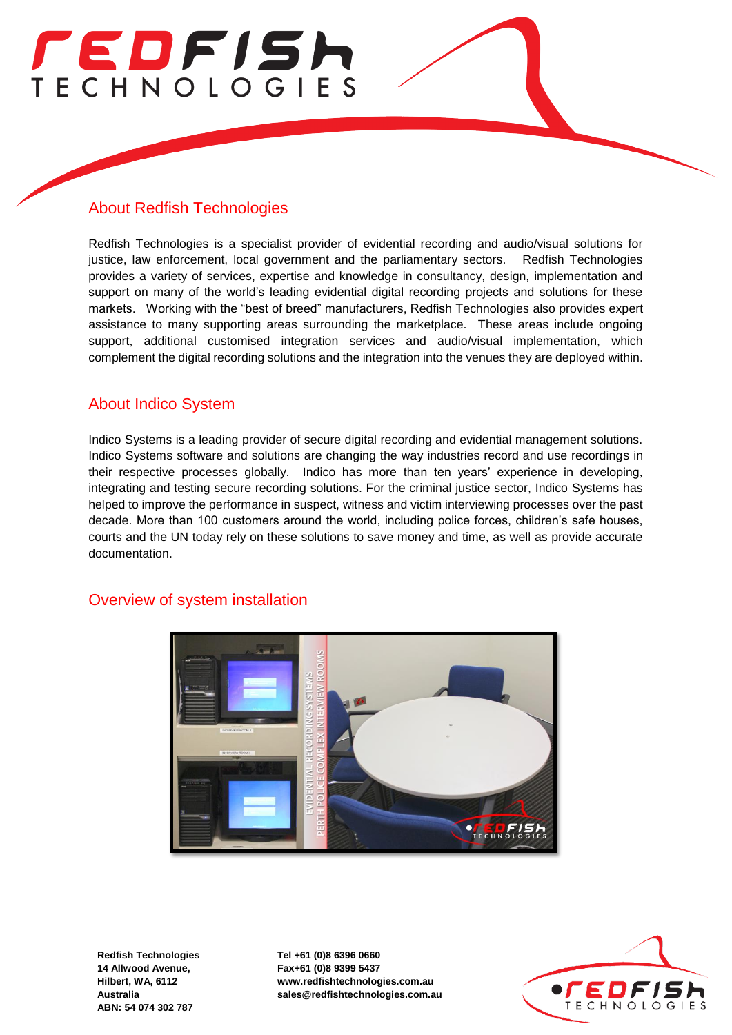# REDFISH TECHNOLOGIES

## About Redfish Technologies

Redfish Technologies is a specialist provider of evidential recording and audio/visual solutions for justice, law enforcement, local government and the parliamentary sectors. Redfish Technologies provides a variety of services, expertise and knowledge in consultancy, design, implementation and support on many of the world's leading evidential digital recording projects and solutions for these markets. Working with the "best of breed" manufacturers, Redfish Technologies also provides expert assistance to many supporting areas surrounding the marketplace. These areas include ongoing support, additional customised integration services and audio/visual implementation, which complement the digital recording solutions and the integration into the venues they are deployed within.

## About Indico System

Indico Systems is a leading provider of secure digital recording and evidential management solutions. Indico Systems software and solutions are changing the way industries record and use recordings in their respective processes globally. Indico has more than ten years' experience in developing, integrating and testing secure recording solutions. For the criminal justice sector, Indico Systems has helped to improve the performance in suspect, witness and victim interviewing processes over the past decade. More than 100 customers around the world, including police forces, children's safe houses, courts and the UN today rely on these solutions to save money and time, as well as provide accurate documentation.

## Overview of system installation

EVIDENTIAL RECORDING SYSTEMS
PERTH POLICE COMPLEX INTERVIEW ROOMS

**Redfish Technologies**
**14 Allwood Avenue,**
**Hilbert, WA, 6112**
**Australia**
**ABN: 54 074 302 787**

**Tel +61 (0)8 6396 0660**
**Fax+61 (0)8 9399 5437**
**www.redfishtechnologies.com.au**
**sales@redfishtechnologies.com.au**